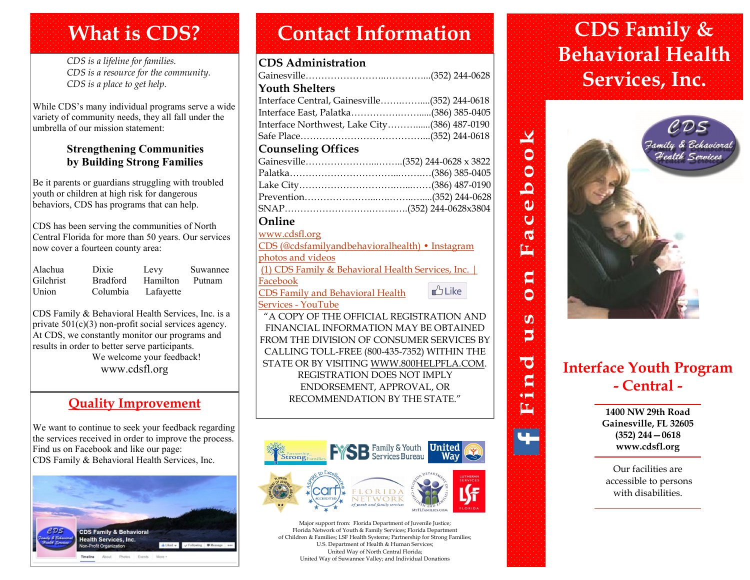# What is CDS?

*CDS is a lifeline for families.*
*CDS is a resource for the community.*
*CDS is a place to get help.*

While CDS's many individual programs serve a wide variety of community needs, they all fall under the umbrella of our mission statement:

**Strengthening Communities by Building Strong Families**

Be it parents or guardians struggling with troubled youth or children at high risk for dangerous behaviors, CDS has programs that can help.

CDS has been serving the communities of North Central Florida for more than 50 years. Our services now cover a fourteen county area:

| | | | |
|---|---|---|---|
| Alachua | Dixie | Levy | Suwannee |
| Gilchrist | Bradford | Hamilton | Putnam |
| Union | Columbia | Lafayette | |

CDS Family & Behavioral Health Services, Inc. is a private 501(c)(3) non-profit social services agency. At CDS, we constantly monitor our programs and results in order to better serve participants.

We welcome your feedback!

www.cdsfl.org

## Quality Improvement

We want to continue to seek your feedback regarding the services received in order to improve the process. Find us on Facebook and like our page: CDS Family & Behavioral Health Services, Inc.

# Contact Information

### CDS Administration

Gainesville……………………..…………...(352) 244-0628

### Youth Shelters

Interface Central, Gainesville…….……....(352) 244-0618
Interface East, Palatka…………….……......(386) 385-0405
Interface Northwest, Lake City……….......(386) 487-0190
Safe Place…………………………………....(352) 244-0618

### Counseling Offices

Gainesville………………...……..(352) 244-0628 x 3822
Palatka……………………………...……….(386) 385-0405
Lake City………………………….…...……(386) 487-0190
Prevention…………………...….……….....(352) 244-0628
SNAP……………………….……..….(352) 244-0628x3804

### Online

www.cdsfl.org
CDS (@cdsfamilyandbehavioralhealth) • Instagram photos and videos
(1) CDS Family & Behavioral Health Services, Inc. | Facebook
CDS Family and Behavioral Health Services - YouTube

"A COPY OF THE OFFICIAL REGISTRATION AND FINANCIAL INFORMATION MAY BE OBTAINED FROM THE DIVISION OF CONSUMER SERVICES BY CALLING TOLL-FREE (800-435-7352) WITHIN THE STATE OR BY VISITING WWW.800HELPFLA.COM. REGISTRATION DOES NOT IMPLY ENDORSEMENT, APPROVAL, OR RECOMMENDATION BY THE STATE."

Major support from: Florida Department of Juvenile Justice; Florida Network of Youth & Family Services; Florida Department of Children & Families; LSF Health Systems; Partnership for Strong Families; U.S. Department of Health & Human Services; United Way of North Central Florida; United Way of Suwannee Valley; and Individual Donations

**Find us on Facebook**

# CDS Family & Behavioral Health Services, Inc.

## Interface Youth Program - Central -

**1400 NW 29th Road**
**Gainesville, FL 32605**
**(352) 244—0618**
**www.cdsfl.org**

Our facilities are accessible to persons with disabilities.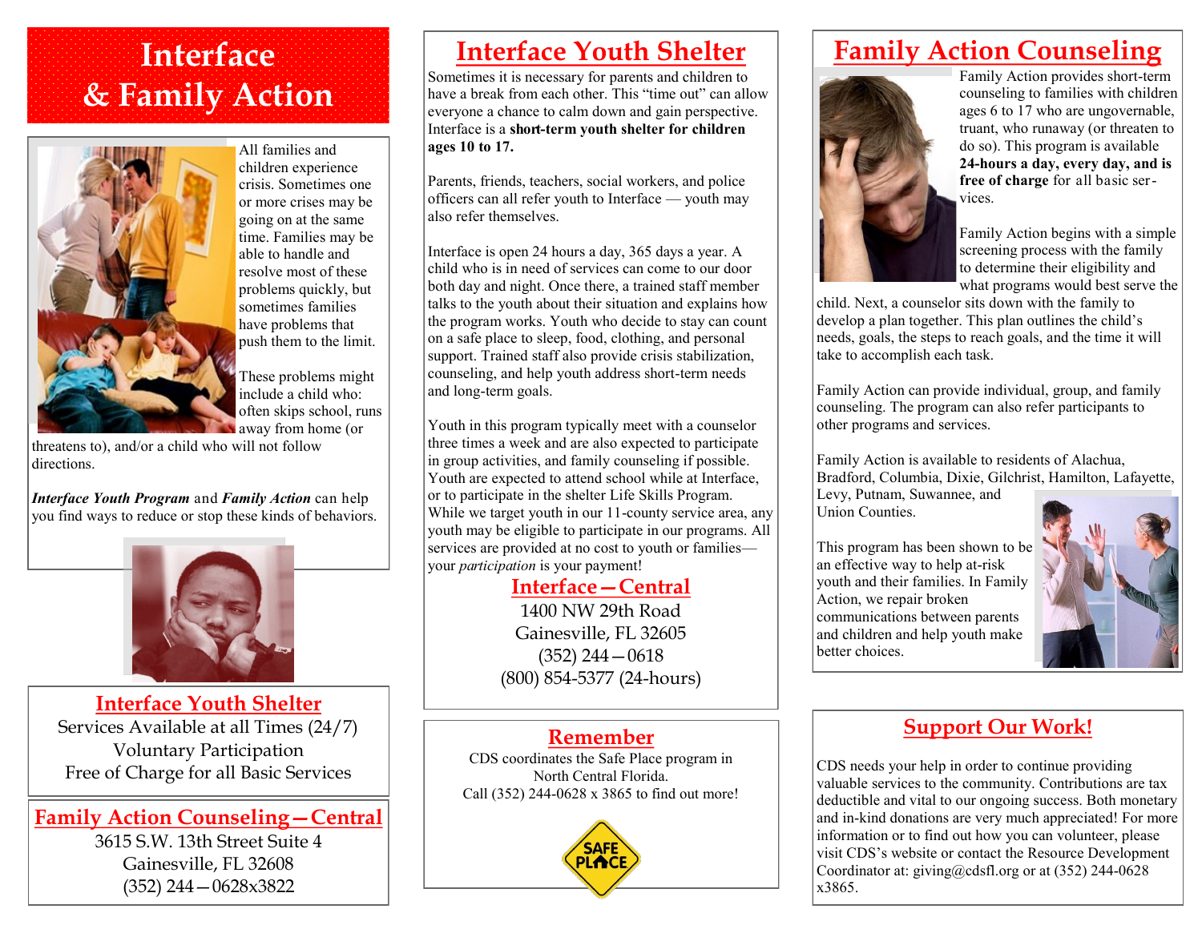# Interface & Family Action

All families and children experience crisis. Sometimes one or more crises may be going on at the same time. Families may be able to handle and resolve most of these problems quickly, but sometimes families have problems that push them to the limit.

These problems might include a child who: often skips school, runs away from home (or threatens to), and/or a child who will not follow directions.

***Interface Youth Program*** and ***Family Action*** can help you find ways to reduce or stop these kinds of behaviors.

## Interface Youth Shelter

Services Available at all Times (24/7)
Voluntary Participation
Free of Charge for all Basic Services

## Family Action Counseling—Central

3615 S.W. 13th Street Suite 4
Gainesville, FL 32608
(352) 244—0628x3822

## Interface Youth Shelter

Sometimes it is necessary for parents and children to have a break from each other. This "time out" can allow everyone a chance to calm down and gain perspective. Interface is a **short-term youth shelter for children ages 10 to 17.**

Parents, friends, teachers, social workers, and police officers can all refer youth to Interface — youth may also refer themselves.

Interface is open 24 hours a day, 365 days a year. A child who is in need of services can come to our door both day and night. Once there, a trained staff member talks to the youth about their situation and explains how the program works. Youth who decide to stay can count on a safe place to sleep, food, clothing, and personal support. Trained staff also provide crisis stabilization, counseling, and help youth address short-term needs and long-term goals.

Youth in this program typically meet with a counselor three times a week and are also expected to participate in group activities, and family counseling if possible. Youth are expected to attend school while at Interface, or to participate in the shelter Life Skills Program. While we target youth in our 11-county service area, any youth may be eligible to participate in our programs. All services are provided at no cost to youth or families—your *participation* is your payment!

## Interface—Central

1400 NW 29th Road
Gainesville, FL 32605
(352) 244—0618
(800) 854-5377 (24-hours)

## Remember

CDS coordinates the Safe Place program in North Central Florida.
Call (352) 244-0628 x 3865 to find out more!

SAFE PLACE

## Family Action Counseling

Family Action provides short-term counseling to families with children ages 6 to 17 who are ungovernable, truant, who runaway (or threaten to do so). This program is available **24-hours a day, every day, and is free of charge** for all basic services.

Family Action begins with a simple screening process with the family to determine their eligibility and what programs would best serve the child. Next, a counselor sits down with the family to develop a plan together. This plan outlines the child's needs, goals, the steps to reach goals, and the time it will take to accomplish each task.

Family Action can provide individual, group, and family counseling. The program can also refer participants to other programs and services.

Family Action is available to residents of Alachua, Bradford, Columbia, Dixie, Gilchrist, Hamilton, Lafayette, Levy, Putnam, Suwannee, and Union Counties.

This program has been shown to be an effective way to help at-risk youth and their families. In Family Action, we repair broken communications between parents and children and help youth make better choices.

## Support Our Work!

CDS needs your help in order to continue providing valuable services to the community. Contributions are tax deductible and vital to our ongoing success. Both monetary and in-kind donations are very much appreciated! For more information or to find out how you can volunteer, please visit CDS's website or contact the Resource Development Coordinator at: giving@cdsfl.org or at (352) 244-0628 x3865.